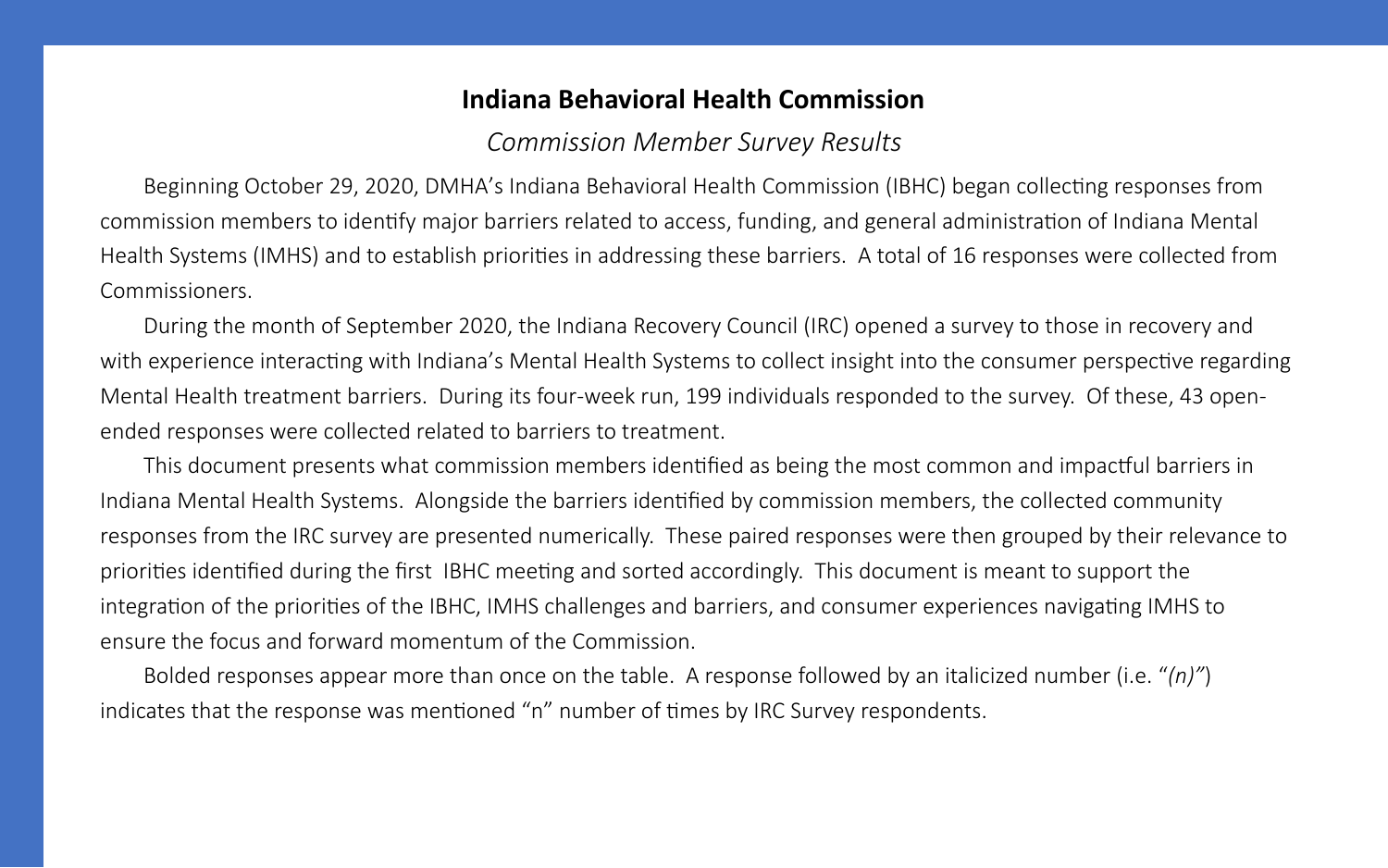# Indiana Behavioral Health Commission

*Commission Member Survey Results*

Beginning October 29, 2020, DMHA's Indiana Behavioral Health Commission (IBHC) began collecting responses from commission members to identify major barriers related to access, funding, and general administration of Indiana Mental Health Systems (IMHS) and to establish priorities in addressing these barriers. A total of 16 responses were collected from Commissioners.

During the month of September 2020, the Indiana Recovery Council (IRC) opened a survey to those in recovery and with experience interacting with Indiana's Mental Health Systems to collect insight into the consumer perspective regarding Mental Health treatment barriers. During its four-week run, 199 individuals responded to the survey. Of these, 43 open-ended responses were collected related to barriers to treatment.

This document presents what commission members identified as being the most common and impactful barriers in Indiana Mental Health Systems. Alongside the barriers identified by commission members, the collected community responses from the IRC survey are presented numerically. These paired responses were then grouped by their relevance to priorities identified during the first IBHC meeting and sorted accordingly. This document is meant to support the integration of the priorities of the IBHC, IMHS challenges and barriers, and consumer experiences navigating IMHS to ensure the focus and forward momentum of the Commission.

Bolded responses appear more than once on the table. A response followed by an italicized number (i.e. "*(n)*") indicates that the response was mentioned "n" number of times by IRC Survey respondents.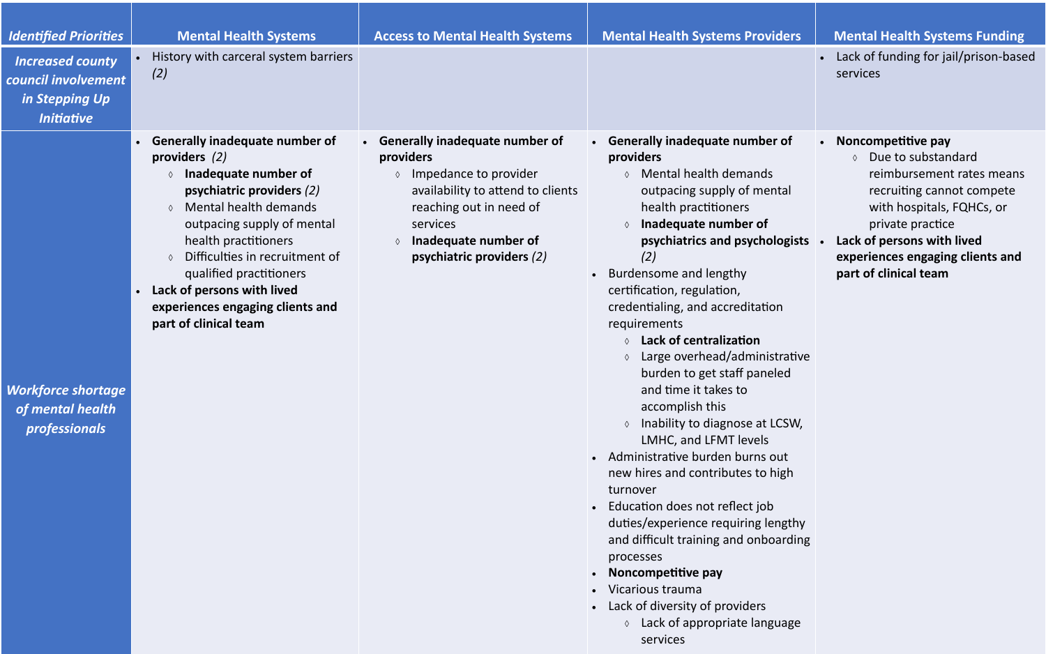| *Identified Priorities* | Mental Health Systems | Access to Mental Health Systems | Mental Health Systems Providers | Mental Health Systems Funding |
|---|---|---|---|---|
| ***Increased county council involvement in Stepping Up Initiative*** | • History with carceral system barriers *(2)* | | | • Lack of funding for jail/prison-based services |
| ***Workforce shortage of mental health professionals*** | • **Generally inadequate number of providers** *(2)*<br>◊ **Inadequate number of psychiatric providers** *(2)*<br>◊ Mental health demands outpacing supply of mental health practitioners<br>◊ Difficulties in recruitment of qualified practitioners<br>• **Lack of persons with lived experiences engaging clients and part of clinical team** | • **Generally inadequate number of providers**<br>◊ Impedance to provider availability to attend to clients reaching out in need of services<br>◊ **Inadequate number of psychiatric providers** *(2)* | • **Generally inadequate number of providers**<br>◊ Mental health demands outpacing supply of mental health practitioners<br>◊ **Inadequate number of psychiatrics and psychologists** *(2)*<br>• Burdensome and lengthy certification, regulation, credentialing, and accreditation requirements<br>◊ **Lack of centralization**<br>◊ Large overhead/administrative burden to get staff paneled and time it takes to accomplish this<br>◊ Inability to diagnose at LCSW, LMHC, and LFMT levels<br>• Administrative burden burns out new hires and contributes to high turnover<br>• Education does not reflect job duties/experience requiring lengthy and difficult training and onboarding processes<br>• **Noncompetitive pay**<br>• Vicarious trauma<br>• Lack of diversity of providers<br>◊ Lack of appropriate language services | • **Noncompetitive pay**<br>◊ Due to substandard reimbursement rates means recruiting cannot compete with hospitals, FQHCs, or private practice<br>• **Lack of persons with lived experiences engaging clients and part of clinical team** |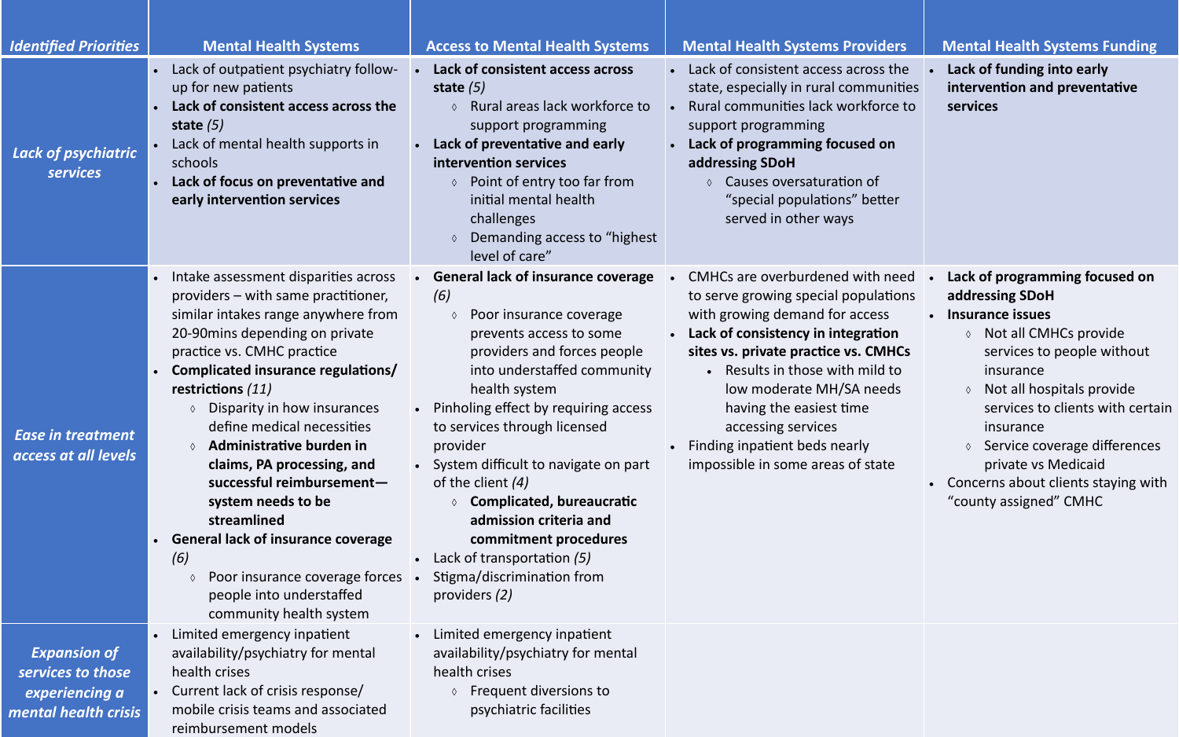| *Identified Priorities* | Mental Health Systems | Access to Mental Health Systems | Mental Health Systems Providers | Mental Health Systems Funding |
|---|---|---|---|---|
| *Lack of psychiatric services* | • Lack of outpatient psychiatry follow-up for new patients<br>• **Lack of consistent access across the state** *(5)*<br>• Lack of mental health supports in schools<br>• **Lack of focus on preventative and early intervention services** | • **Lack of consistent access across state** *(5)*<br>◊ Rural areas lack workforce to support programming<br>• **Lack of preventative and early intervention services**<br>◊ Point of entry too far from initial mental health challenges<br>◊ Demanding access to "highest level of care" | • Lack of consistent access across the state, especially in rural communities<br>• Rural communities lack workforce to support programming<br>• **Lack of programming focused on addressing SDoH**<br>◊ Causes oversaturation of "special populations" better served in other ways | • **Lack of funding into early intervention and preventative services** |
| *Ease in treatment access at all levels* | • Intake assessment disparities across providers – with same practitioner, similar intakes range anywhere from 20-90mins depending on private practice vs. CMHC practice<br>• **Complicated insurance regulations/ restrictions** *(11)*<br>◊ Disparity in how insurances define medical necessities<br>◊ **Administrative burden in claims, PA processing, and successful reimbursement—system needs to be streamlined**<br>• **General lack of insurance coverage** *(6)*<br>◊ Poor insurance coverage forces people into understaffed community health system | • **General lack of insurance coverage** *(6)*<br>◊ Poor insurance coverage prevents access to some providers and forces people into understaffed community health system<br>• Pinholing effect by requiring access to services through licensed provider<br>• System difficult to navigate on part of the client *(4)*<br>◊ **Complicated, bureaucratic admission criteria and commitment procedures**<br>• Lack of transportation *(5)*<br>• Stigma/discrimination from providers *(2)* | • CMHCs are overburdened with need to serve growing special populations with growing demand for access<br>• **Lack of consistency in integration sites vs. private practice vs. CMHCs**<br>• Results in those with mild to low moderate MH/SA needs having the easiest time accessing services<br>• Finding inpatient beds nearly impossible in some areas of state | • **Lack of programming focused on addressing SDoH**<br>• **Insurance issues**<br>◊ Not all CMHCs provide services to people without insurance<br>◊ Not all hospitals provide services to clients with certain insurance<br>◊ Service coverage differences private vs Medicaid<br>• Concerns about clients staying with "county assigned" CMHC |
| *Expansion of services to those experiencing a mental health crisis* | • Limited emergency inpatient availability/psychiatry for mental health crises<br>• Current lack of crisis response/ mobile crisis teams and associated reimbursement models | • Limited emergency inpatient availability/psychiatry for mental health crises<br>◊ Frequent diversions to psychiatric facilities | | |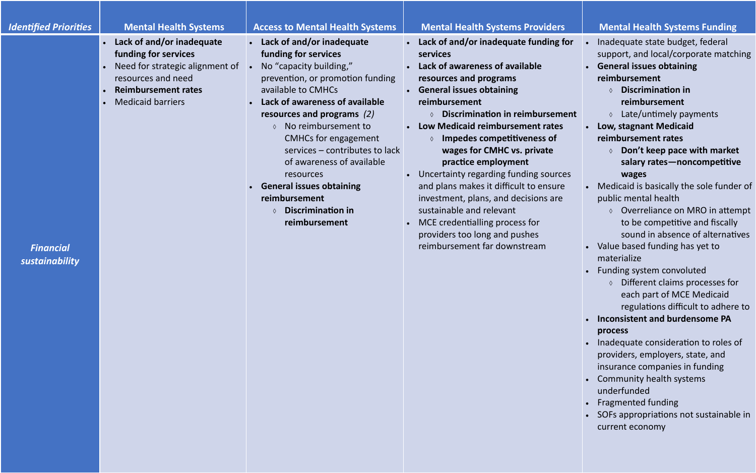| *Identified Priorities* | Mental Health Systems | Access to Mental Health Systems | Mental Health Systems Providers | Mental Health Systems Funding |
|---|---|---|---|---|
| ***Financial sustainability*** | • **Lack of and/or inadequate funding for services**<br>• Need for strategic alignment of resources and need<br>• **Reimbursement rates**<br>• Medicaid barriers | • **Lack of and/or inadequate funding for services**<br>• No "capacity building," prevention, or promotion funding available to CMHCs<br>• **Lack of awareness of available resources and programs** *(2)*<br>  ◊ No reimbursement to CMHCs for engagement services – contributes to lack of awareness of available resources<br>• **General issues obtaining reimbursement**<br>  ◊ **Discrimination in reimbursement** | • **Lack of and/or inadequate funding for services**<br>• **Lack of awareness of available resources and programs**<br>• **General issues obtaining reimbursement**<br>  ◊ **Discrimination in reimbursement**<br>• **Low Medicaid reimbursement rates**<br>  ◊ **Impedes competitiveness of wages for CMHC vs. private practice employment**<br>• Uncertainty regarding funding sources and plans makes it difficult to ensure investment, plans, and decisions are sustainable and relevant<br>• MCE credentialling process for providers too long and pushes reimbursement far downstream | • Inadequate state budget, federal support, and local/corporate matching<br>• **General issues obtaining reimbursement**<br>  ◊ **Discrimination in reimbursement**<br>  ◊ Late/untimely payments<br>• **Low, stagnant Medicaid reimbursement rates**<br>  ◊ **Don't keep pace with market salary rates—noncompetitive wages**<br>• Medicaid is basically the sole funder of public mental health<br>  ◊ Overreliance on MRO in attempt to be competitive and fiscally sound in absence of alternatives<br>• Value based funding has yet to materialize<br>• Funding system convoluted<br>  ◊ Different claims processes for each part of MCE Medicaid regulations difficult to adhere to<br>• **Inconsistent and burdensome PA process**<br>• Inadequate consideration to roles of providers, employers, state, and insurance companies in funding<br>• Community health systems underfunded<br>• Fragmented funding<br>• SOFs appropriations not sustainable in current economy |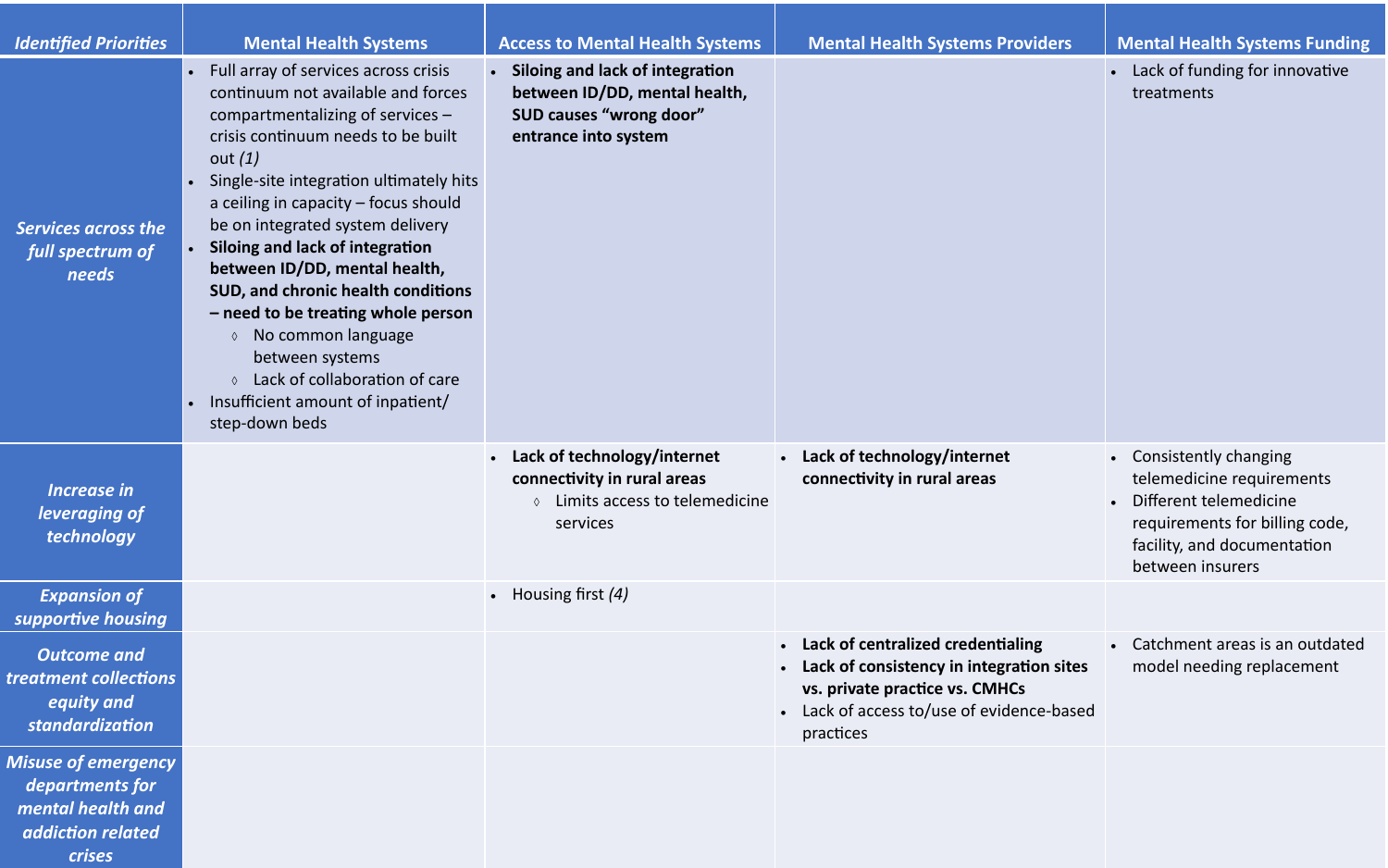| *Identified Priorities* | Mental Health Systems | Access to Mental Health Systems | Mental Health Systems Providers | Mental Health Systems Funding |
|---|---|---|---|---|
| ***Services across the full spectrum of needs*** | • Full array of services across crisis continuum not available and forces compartmentalizing of services – crisis continuum needs to be built out *(1)*<br>• Single-site integration ultimately hits a ceiling in capacity – focus should be on integrated system delivery<br>• **Siloing and lack of integration between ID/DD, mental health, SUD, and chronic health conditions – need to be treating whole person**<br>◊ No common language between systems<br>◊ Lack of collaboration of care<br>• Insufficient amount of inpatient/ step-down beds | • **Siloing and lack of integration between ID/DD, mental health, SUD causes "wrong door" entrance into system** | | • Lack of funding for innovative treatments |
| ***Increase in leveraging of technology*** | | • **Lack of technology/internet connectivity in rural areas**<br>◊ Limits access to telemedicine services | • **Lack of technology/internet connectivity in rural areas** | • Consistently changing telemedicine requirements<br>• Different telemedicine requirements for billing code, facility, and documentation between insurers |
| ***Expansion of supportive housing*** | | • Housing first *(4)* | | |
| ***Outcome and treatment collections equity and standardization*** | | | • **Lack of centralized credentialing**<br>• **Lack of consistency in integration sites vs. private practice vs. CMHCs**<br>• Lack of access to/use of evidence-based practices | • Catchment areas is an outdated model needing replacement |
| ***Misuse of emergency departments for mental health and addiction related crises*** | | | | |